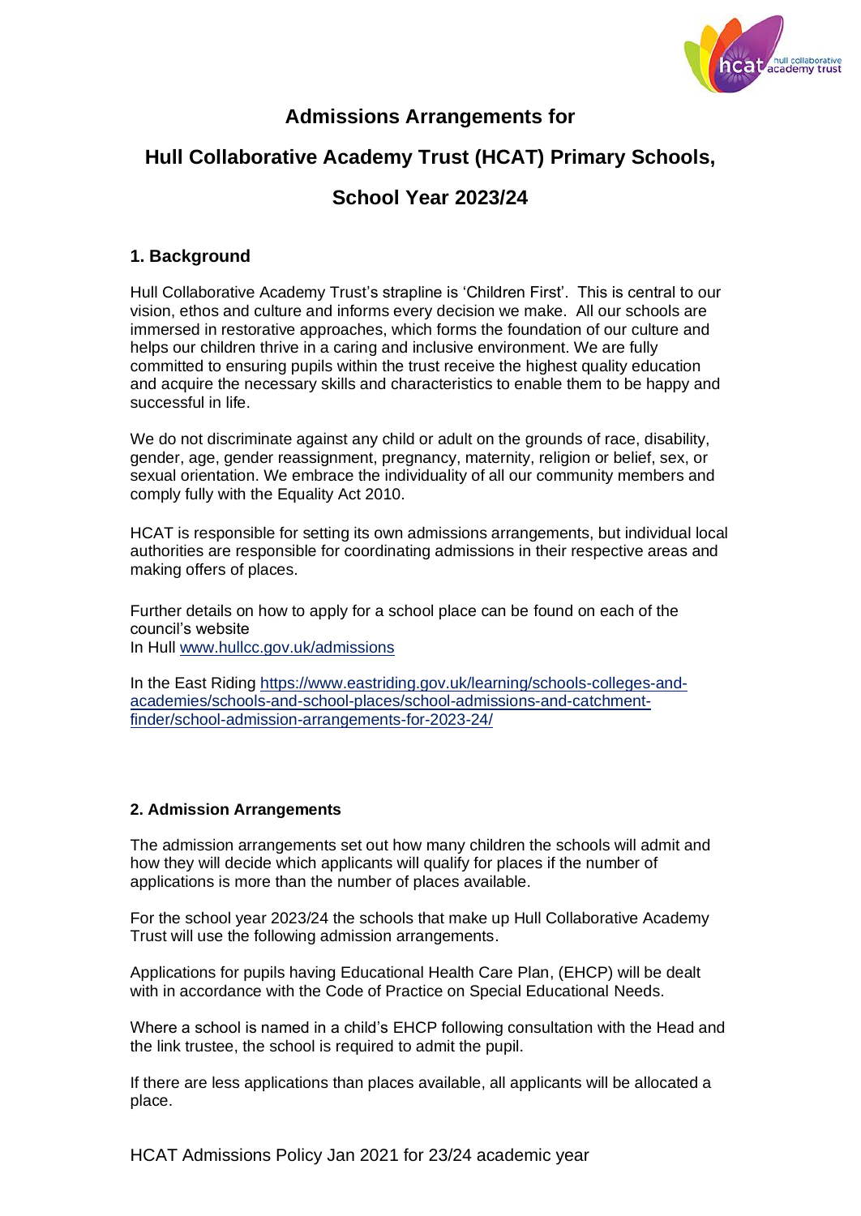# Admissions Arrangements for

# Hull Collaborative Academy Trust (HCAT) Primary Schools, School Year 2023/24

## 1. Background

Hull Collaborative Academy Trust's strapline is 'Children First'. This is central to our vision, ethos and culture and informs every decision we make. All our schools are immersed in restorative approaches, which forms the foundation of our culture and helps our children thrive in a caring and inclusive environment. We are fully committed to ensuring pupils within the trust receive the highest quality education and acquire the necessary skills and characteristics to enable them to be happy and successful in life.

We do not discriminate against any child or adult on the grounds of race, disability, gender, age, gender reassignment, pregnancy, maternity, religion or belief, sex, or sexual orientation. We embrace the individuality of all our community members and comply fully with the Equality Act 2010.

HCAT is responsible for setting its own admissions arrangements, but individual local authorities are responsible for coordinating admissions in their respective areas and making offers of places.

Further details on how to apply for a school place can be found on each of the council's website
In Hull www.hullcc.gov.uk/admissions

In the East Riding https://www.eastriding.gov.uk/learning/schools-colleges-and-academies/schools-and-school-places/school-admissions-and-catchment-finder/school-admission-arrangements-for-2023-24/

### 2. Admission Arrangements

The admission arrangements set out how many children the schools will admit and how they will decide which applicants will qualify for places if the number of applications is more than the number of places available.

For the school year 2023/24 the schools that make up Hull Collaborative Academy Trust will use the following admission arrangements.

Applications for pupils having Educational Health Care Plan, (EHCP) will be dealt with in accordance with the Code of Practice on Special Educational Needs.

Where a school is named in a child's EHCP following consultation with the Head and the link trustee, the school is required to admit the pupil.

If there are less applications than places available, all applicants will be allocated a place.

HCAT Admissions Policy Jan 2021 for 23/24 academic year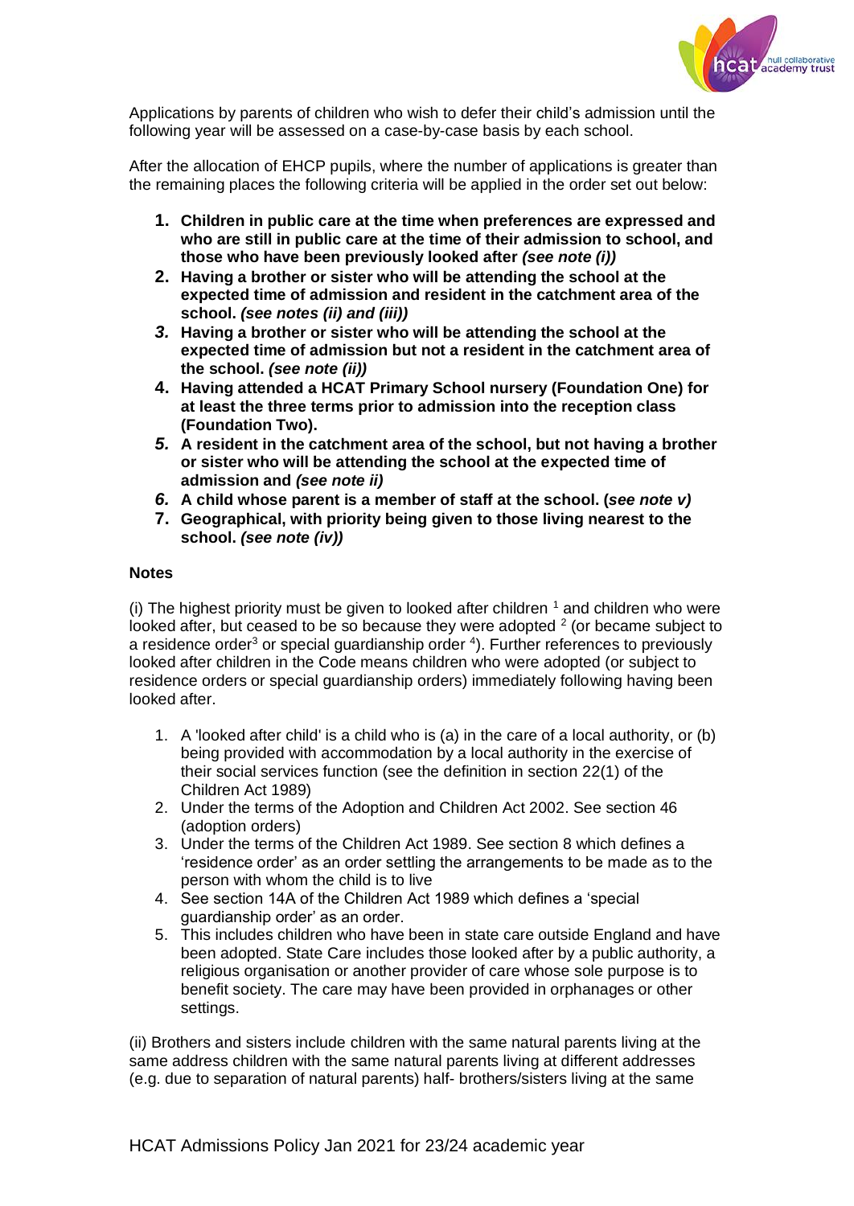Applications by parents of children who wish to defer their child's admission until the following year will be assessed on a case-by-case basis by each school.

After the allocation of EHCP pupils, where the number of applications is greater than the remaining places the following criteria will be applied in the order set out below:

1. **Children in public care at the time when preferences are expressed and who are still in public care at the time of their admission to school, and those who have been previously looked after *(see note (i))***
2. **Having a brother or sister who will be attending the school at the expected time of admission and resident in the catchment area of the school. *(see notes (ii) and (iii))***
3. **Having a brother or sister who will be attending the school at the expected time of admission but not a resident in the catchment area of the school. *(see note (ii))***
4. **Having attended a HCAT Primary School nursery (Foundation One) for at least the three terms prior to admission into the reception class (Foundation Two).**
5. **A resident in the catchment area of the school, but not having a brother or sister who will be attending the school at the expected time of admission and *(see note ii)***
6. **A child whose parent is a member of staff at the school. (*see note v)***
7. **Geographical, with priority being given to those living nearest to the school. *(see note (iv))***

**Notes**

(i) The highest priority must be given to looked after children [1] and children who were looked after, but ceased to be so because they were adopted [2] (or became subject to a residence order[3] or special guardianship order [4]). Further references to previously looked after children in the Code means children who were adopted (or subject to residence orders or special guardianship orders) immediately following having been looked after.

1. A 'looked after child' is a child who is (a) in the care of a local authority, or (b) being provided with accommodation by a local authority in the exercise of their social services function (see the definition in section 22(1) of the Children Act 1989)
2. Under the terms of the Adoption and Children Act 2002. See section 46 (adoption orders)
3. Under the terms of the Children Act 1989. See section 8 which defines a 'residence order' as an order settling the arrangements to be made as to the person with whom the child is to live
4. See section 14A of the Children Act 1989 which defines a 'special guardianship order' as an order.
5. This includes children who have been in state care outside England and have been adopted. State Care includes those looked after by a public authority, a religious organisation or another provider of care whose sole purpose is to benefit society. The care may have been provided in orphanages or other settings.

(ii) Brothers and sisters include children with the same natural parents living at the same address children with the same natural parents living at different addresses (e.g. due to separation of natural parents) half- brothers/sisters living at the same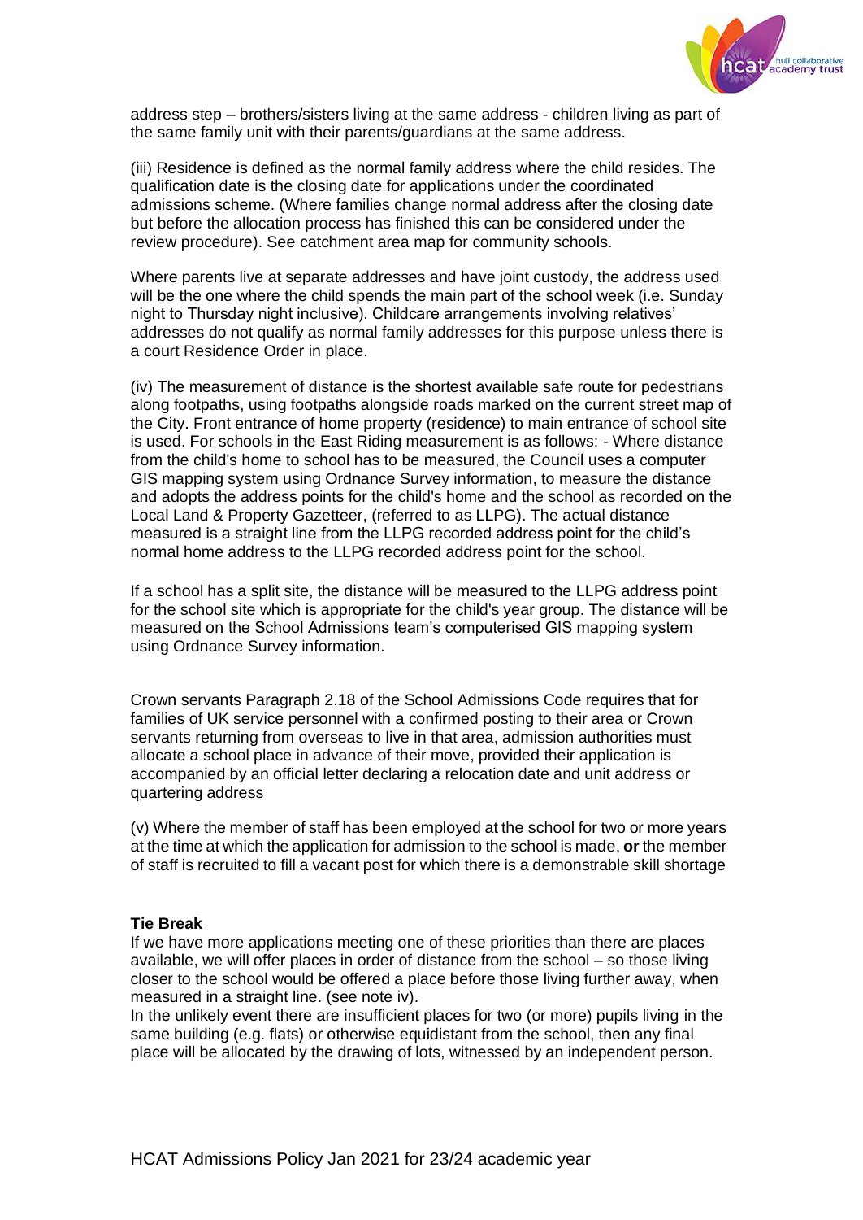address step – brothers/sisters living at the same address - children living as part of the same family unit with their parents/guardians at the same address.

(iii) Residence is defined as the normal family address where the child resides. The qualification date is the closing date for applications under the coordinated admissions scheme. (Where families change normal address after the closing date but before the allocation process has finished this can be considered under the review procedure). See catchment area map for community schools.

Where parents live at separate addresses and have joint custody, the address used will be the one where the child spends the main part of the school week (i.e. Sunday night to Thursday night inclusive). Childcare arrangements involving relatives' addresses do not qualify as normal family addresses for this purpose unless there is a court Residence Order in place.

(iv) The measurement of distance is the shortest available safe route for pedestrians along footpaths, using footpaths alongside roads marked on the current street map of the City. Front entrance of home property (residence) to main entrance of school site is used. For schools in the East Riding measurement is as follows: - Where distance from the child's home to school has to be measured, the Council uses a computer GIS mapping system using Ordnance Survey information, to measure the distance and adopts the address points for the child's home and the school as recorded on the Local Land & Property Gazetteer, (referred to as LLPG). The actual distance measured is a straight line from the LLPG recorded address point for the child's normal home address to the LLPG recorded address point for the school.

If a school has a split site, the distance will be measured to the LLPG address point for the school site which is appropriate for the child's year group. The distance will be measured on the School Admissions team's computerised GIS mapping system using Ordnance Survey information.

Crown servants Paragraph 2.18 of the School Admissions Code requires that for families of UK service personnel with a confirmed posting to their area or Crown servants returning from overseas to live in that area, admission authorities must allocate a school place in advance of their move, provided their application is accompanied by an official letter declaring a relocation date and unit address or quartering address

(v) Where the member of staff has been employed at the school for two or more years at the time at which the application for admission to the school is made, **or** the member of staff is recruited to fill a vacant post for which there is a demonstrable skill shortage

**Tie Break**

If we have more applications meeting one of these priorities than there are places available, we will offer places in order of distance from the school – so those living closer to the school would be offered a place before those living further away, when measured in a straight line. (see note iv).

In the unlikely event there are insufficient places for two (or more) pupils living in the same building (e.g. flats) or otherwise equidistant from the school, then any final place will be allocated by the drawing of lots, witnessed by an independent person.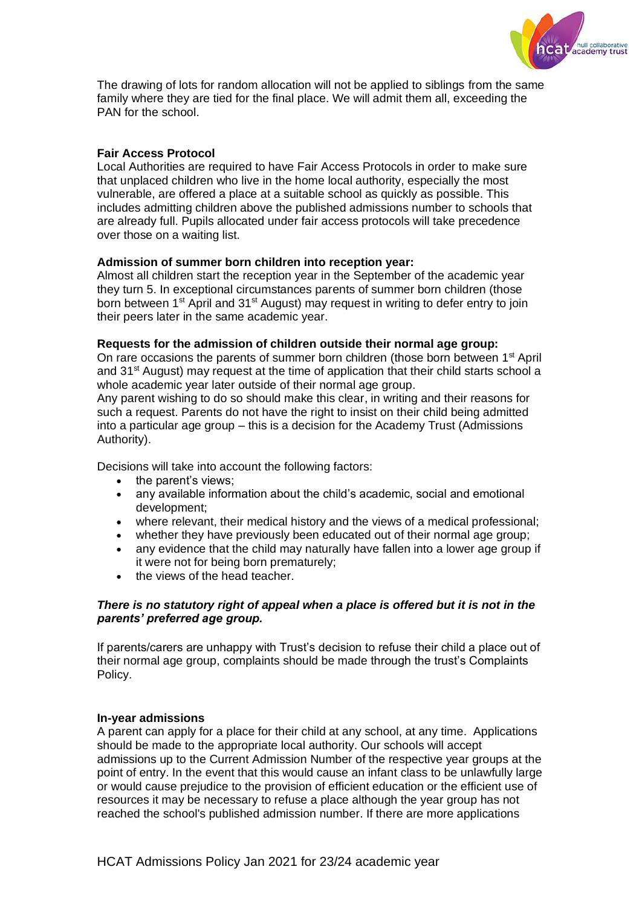The drawing of lots for random allocation will not be applied to siblings from the same family where they are tied for the final place. We will admit them all, exceeding the PAN for the school.

**Fair Access Protocol**

Local Authorities are required to have Fair Access Protocols in order to make sure that unplaced children who live in the home local authority, especially the most vulnerable, are offered a place at a suitable school as quickly as possible. This includes admitting children above the published admissions number to schools that are already full. Pupils allocated under fair access protocols will take precedence over those on a waiting list.

**Admission of summer born children into reception year:**

Almost all children start the reception year in the September of the academic year they turn 5. In exceptional circumstances parents of summer born children (those born between 1st April and 31st August) may request in writing to defer entry to join their peers later in the same academic year.

**Requests for the admission of children outside their normal age group:**

On rare occasions the parents of summer born children (those born between 1st April and 31st August) may request at the time of application that their child starts school a whole academic year later outside of their normal age group.

Any parent wishing to do so should make this clear, in writing and their reasons for such a request. Parents do not have the right to insist on their child being admitted into a particular age group – this is a decision for the Academy Trust (Admissions Authority).

Decisions will take into account the following factors:

- the parent's views;
- any available information about the child's academic, social and emotional development;
- where relevant, their medical history and the views of a medical professional;
- whether they have previously been educated out of their normal age group;
- any evidence that the child may naturally have fallen into a lower age group if it were not for being born prematurely;
- the views of the head teacher.

***There is no statutory right of appeal when a place is offered but it is not in the parents' preferred age group.***

If parents/carers are unhappy with Trust's decision to refuse their child a place out of their normal age group, complaints should be made through the trust's Complaints Policy.

**In-year admissions**

A parent can apply for a place for their child at any school, at any time. Applications should be made to the appropriate local authority. Our schools will accept admissions up to the Current Admission Number of the respective year groups at the point of entry. In the event that this would cause an infant class to be unlawfully large or would cause prejudice to the provision of efficient education or the efficient use of resources it may be necessary to refuse a place although the year group has not reached the school's published admission number. If there are more applications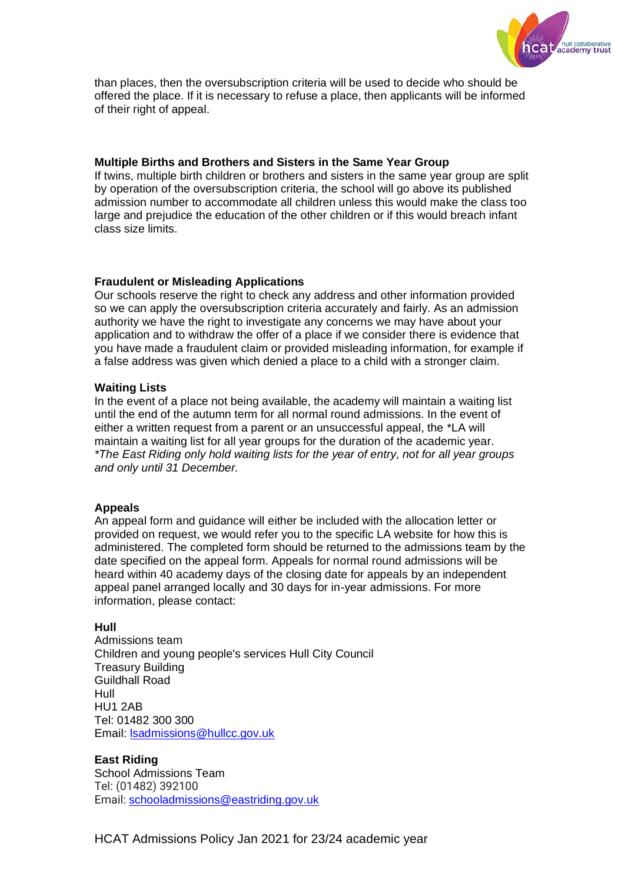than places, then the oversubscription criteria will be used to decide who should be offered the place. If it is necessary to refuse a place, then applicants will be informed of their right of appeal.

**Multiple Births and Brothers and Sisters in the Same Year Group**

If twins, multiple birth children or brothers and sisters in the same year group are split by operation of the oversubscription criteria, the school will go above its published admission number to accommodate all children unless this would make the class too large and prejudice the education of the other children or if this would breach infant class size limits.

**Fraudulent or Misleading Applications**

Our schools reserve the right to check any address and other information provided so we can apply the oversubscription criteria accurately and fairly. As an admission authority we have the right to investigate any concerns we may have about your application and to withdraw the offer of a place if we consider there is evidence that you have made a fraudulent claim or provided misleading information, for example if a false address was given which denied a place to a child with a stronger claim.

**Waiting Lists**

In the event of a place not being available, the academy will maintain a waiting list until the end of the autumn term for all normal round admissions. In the event of either a written request from a parent or an unsuccessful appeal, the *LA will maintain a waiting list for all year groups for the duration of the academic year.
*\*The East Riding only hold waiting lists for the year of entry, not for all year groups and only until 31 December.*

**Appeals**

An appeal form and guidance will either be included with the allocation letter or provided on request, we would refer you to the specific LA website for how this is administered. The completed form should be returned to the admissions team by the date specified on the appeal form. Appeals for normal round admissions will be heard within 40 academy days of the closing date for appeals by an independent appeal panel arranged locally and 30 days for in-year admissions. For more information, please contact:

**Hull**

Admissions team
Children and young people's services Hull City Council
Treasury Building
Guildhall Road
Hull
HU1 2AB
Tel: 01482 300 300
Email: lsadmissions@hullcc.gov.uk

**East Riding**

School Admissions Team
Tel: (01482) 392100
Email: schooladmissions@eastriding.gov.uk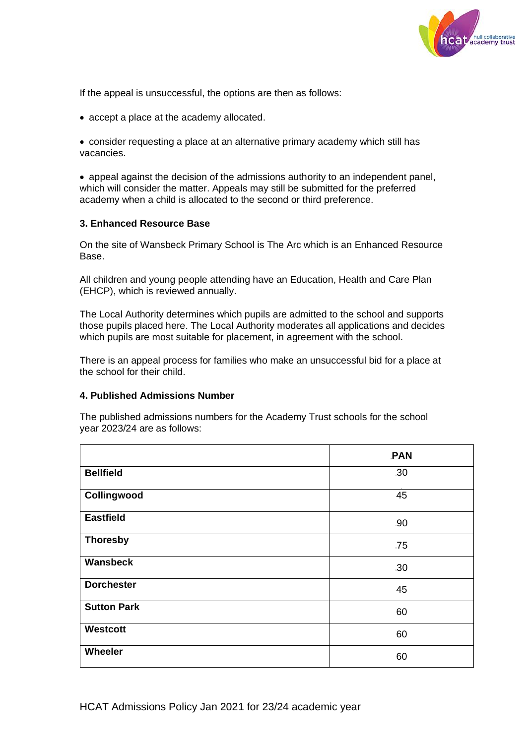If the appeal is unsuccessful, the options are then as follows:

- accept a place at the academy allocated.

- consider requesting a place at an alternative primary academy which still has vacancies.

- appeal against the decision of the admissions authority to an independent panel, which will consider the matter. Appeals may still be submitted for the preferred academy when a child is allocated to the second or third preference.

### 3. Enhanced Resource Base

On the site of Wansbeck Primary School is The Arc which is an Enhanced Resource Base.

All children and young people attending have an Education, Health and Care Plan (EHCP), which is reviewed annually.

The Local Authority determines which pupils are admitted to the school and supports those pupils placed here. The Local Authority moderates all applications and decides which pupils are most suitable for placement, in agreement with the school.

There is an appeal process for families who make an unsuccessful bid for a place at the school for their child.

### 4. Published Admissions Number

The published admissions numbers for the Academy Trust schools for the school year 2023/24 are as follows:

| | PAN |
|---|---|
| **Bellfield** | 30 |
| **Collingwood** | 45 |
| **Eastfield** | 90 |
| **Thoresby** | 75 |
| **Wansbeck** | 30 |
| **Dorchester** | 45 |
| **Sutton Park** | 60 |
| **Westcott** | 60 |
| **Wheeler** | 60 |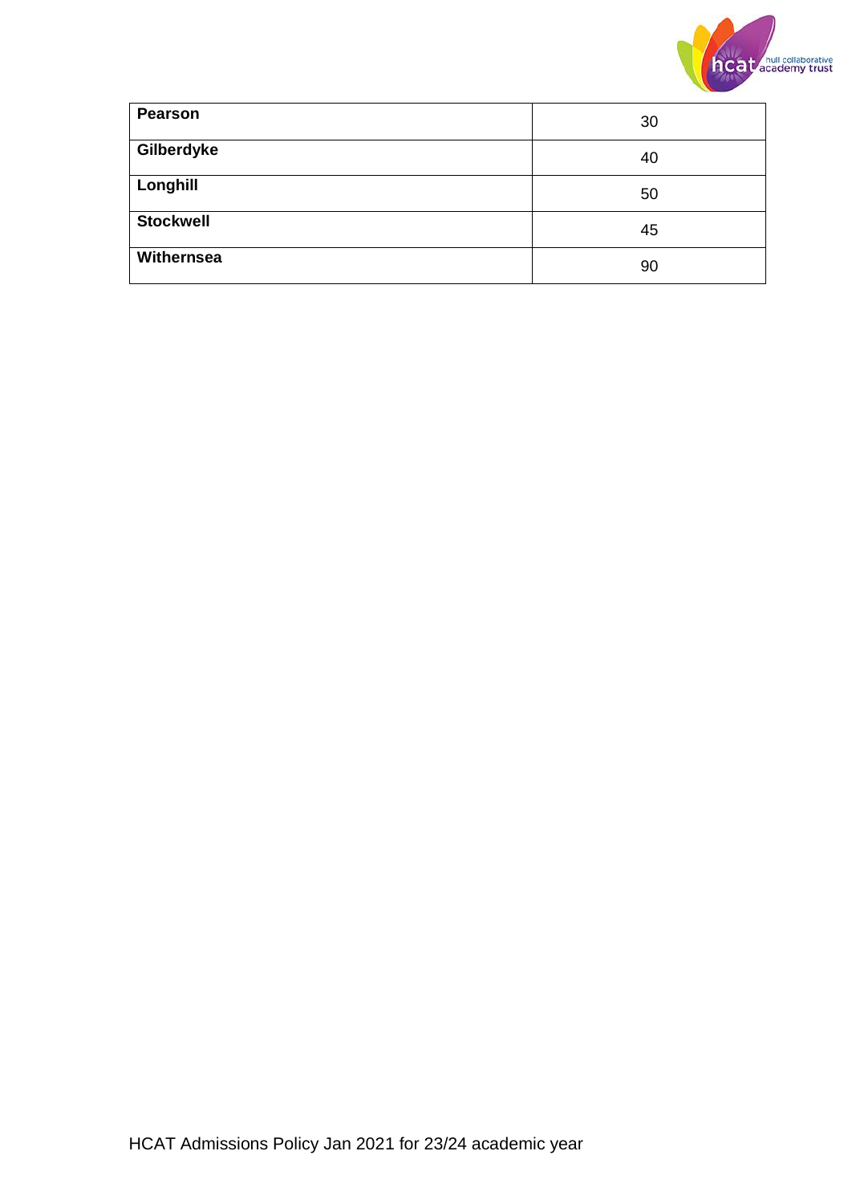| | |
|---|---|
| **Pearson** | 30 |
| **Gilberdyke** | 40 |
| **Longhill** | 50 |
| **Stockwell** | 45 |
| **Withernsea** | 90 |